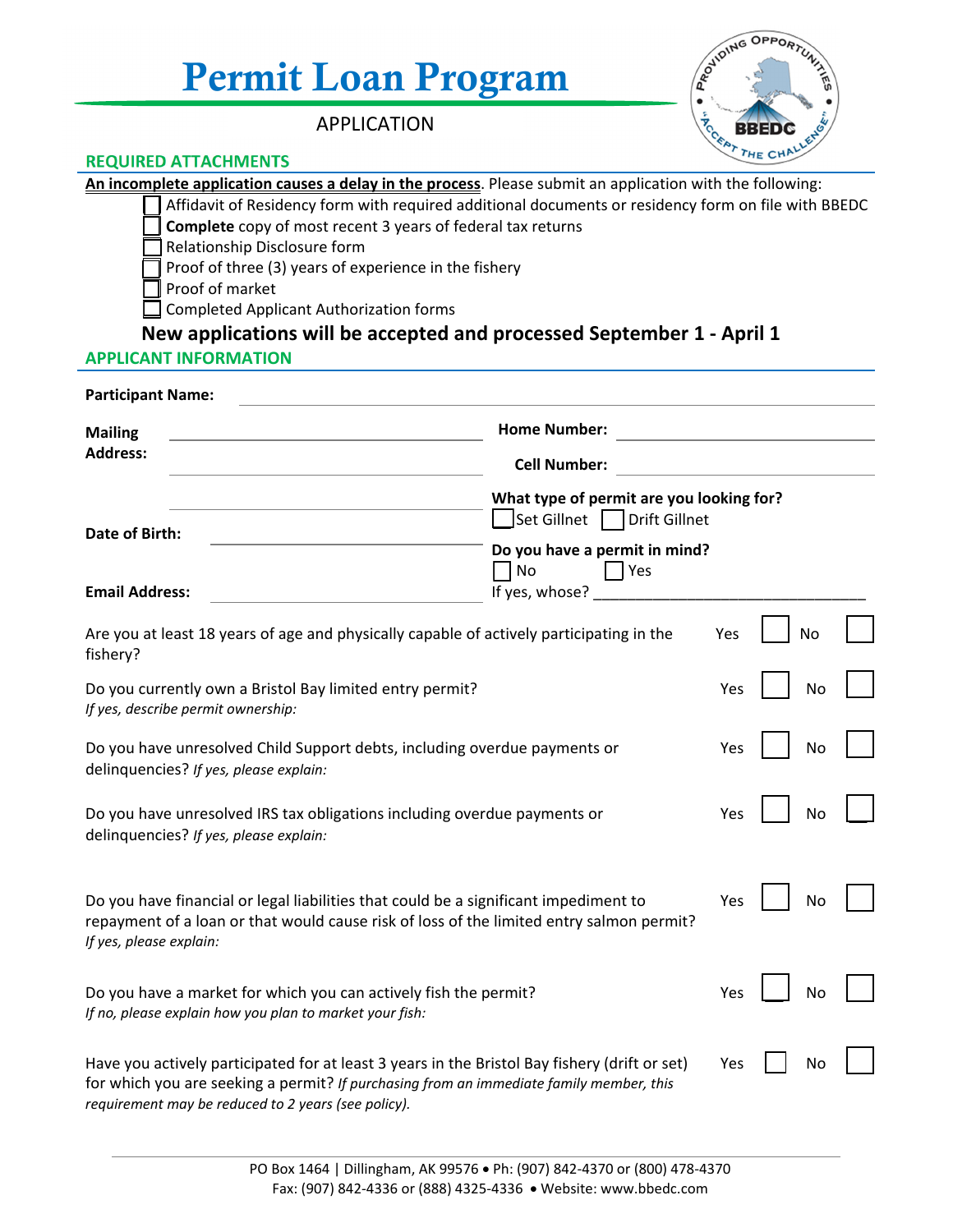# Permit Loan Program

APPLICATION

## REQUIRED ATTACHMENTS

**An incomplete application causes a delay in the process**. Please submit an application with the following:

- ☐ Affidavit of Residency form with required additional documents or residency form on file with BBEDC
- ☐ **Complete** copy of most recent 3 years of federal tax returns
- ☐ Relationship Disclosure form
- ☐ Proof of three (3) years of experience in the fishery
- ☐ Proof of market
- ☐ Completed Applicant Authorization forms

**New applications will be accepted and processed September 1 - April 1**

## APPLICANT INFORMATION

**Participant Name:** ______________________________

**Mailing Address:** ______________________________

______________________________

______________________________

**Home Number:** ______________________________

**Cell Number:** ______________________________

**Date of Birth:** ______________________________

**Email Address:** ______________________________

**What type of permit are you looking for?**
☐ Set Gillnet ☐ Drift Gillnet

**Do you have a permit in mind?**
☐ No ☐ Yes

If yes, whose? ______________________________

| | | |
|---|---|---|
| Are you at least 18 years of age and physically capable of actively participating in the fishery? | Yes ☐ | No ☐ |
| Do you currently own a Bristol Bay limited entry permit? *If yes, describe permit ownership:* | Yes ☐ | No ☐ |
| Do you have unresolved Child Support debts, including overdue payments or delinquencies? *If yes, please explain:* | Yes ☐ | No ☐ |
| Do you have unresolved IRS tax obligations including overdue payments or delinquencies? *If yes, please explain:* | Yes ☐ | No ☐ |
| Do you have financial or legal liabilities that could be a significant impediment to repayment of a loan or that would cause risk of loss of the limited entry salmon permit? *If yes, please explain:* | Yes ☐ | No ☐ |
| Do you have a market for which you can actively fish the permit? *If no, please explain how you plan to market your fish:* | Yes ☐ | No ☐ |
| Have you actively participated for at least 3 years in the Bristol Bay fishery (drift or set) for which you are seeking a permit? *If purchasing from an immediate family member, this requirement may be reduced to 2 years (see policy).* | Yes ☐ | No ☐ |

PO Box 1464 | Dillingham, AK 99576 • Ph: (907) 842-4370 or (800) 478-4370
Fax: (907) 842-4336 or (888) 4325-4336 • Website: www.bbedc.com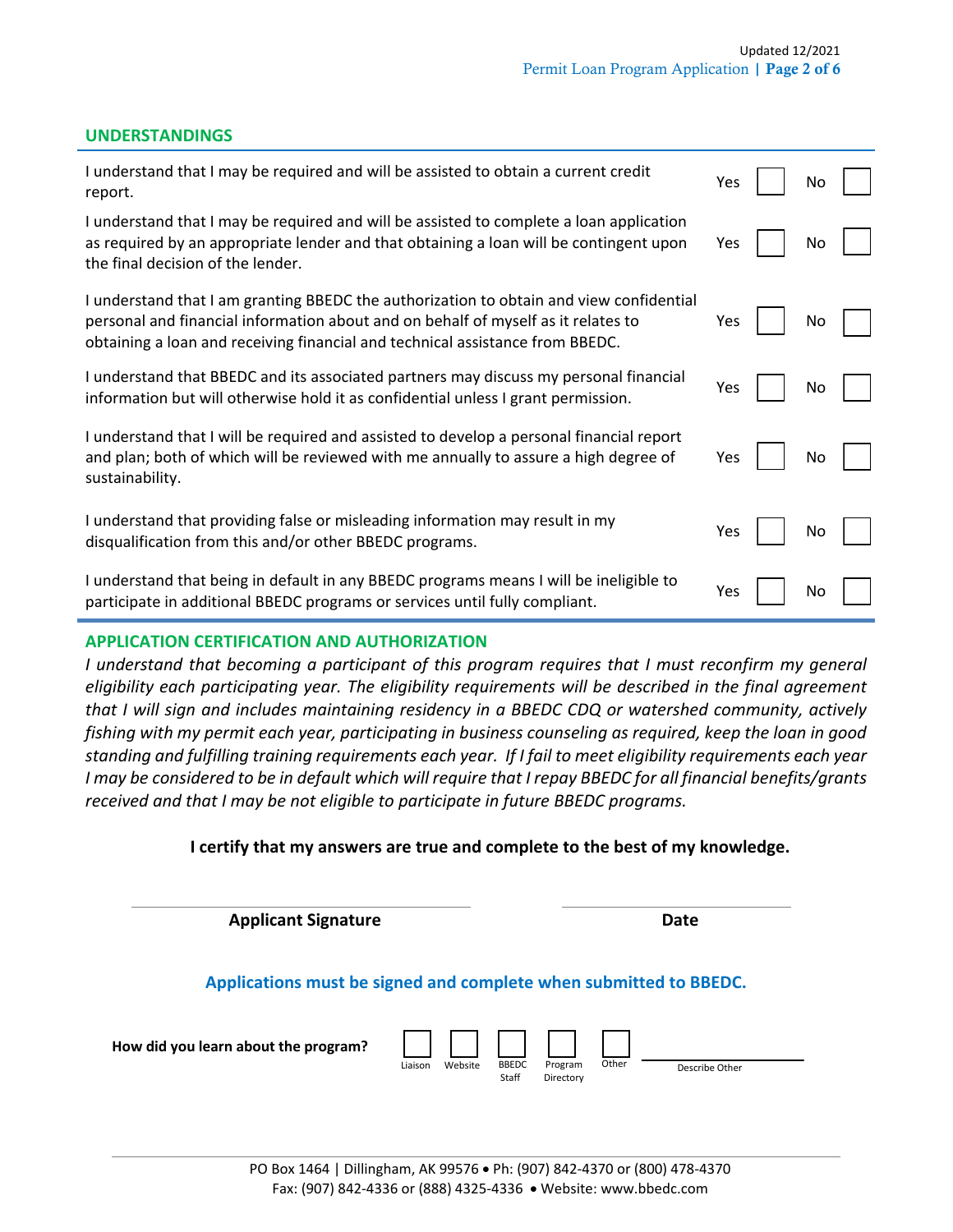## UNDERSTANDINGS

| | | |
|---|---|---|
| I understand that I may be required and will be assisted to obtain a current credit report. | Yes ☐ | No ☐ |
| I understand that I may be required and will be assisted to complete a loan application as required by an appropriate lender and that obtaining a loan will be contingent upon the final decision of the lender. | Yes ☐ | No ☐ |
| I understand that I am granting BBEDC the authorization to obtain and view confidential personal and financial information about and on behalf of myself as it relates to obtaining a loan and receiving financial and technical assistance from BBEDC. | Yes ☐ | No ☐ |
| I understand that BBEDC and its associated partners may discuss my personal financial information but will otherwise hold it as confidential unless I grant permission. | Yes ☐ | No ☐ |
| I understand that I will be required and assisted to develop a personal financial report and plan; both of which will be reviewed with me annually to assure a high degree of sustainability. | Yes ☐ | No ☐ |
| I understand that providing false or misleading information may result in my disqualification from this and/or other BBEDC programs. | Yes ☐ | No ☐ |
| I understand that being in default in any BBEDC programs means I will be ineligible to participate in additional BBEDC programs or services until fully compliant. | Yes ☐ | No ☐ |

## APPLICATION CERTIFICATION AND AUTHORIZATION

*I understand that becoming a participant of this program requires that I must reconfirm my general eligibility each participating year. The eligibility requirements will be described in the final agreement that I will sign and includes maintaining residency in a BBEDC CDQ or watershed community, actively fishing with my permit each year, participating in business counseling as required, keep the loan in good standing and fulfilling training requirements each year. If I fail to meet eligibility requirements each year I may be considered to be in default which will require that I repay BBEDC for all financial benefits/grants received and that I may be not eligible to participate in future BBEDC programs.*

**I certify that my answers are true and complete to the best of my knowledge.**

______________________________ ______________________

**Applicant Signature** **Date**

**Applications must be signed and complete when submitted to BBEDC.**

**How did you learn about the program?** ☐ Liaison ☐ Website ☐ BBEDC Staff ☐ Program Directory ☐ Other ______________ Describe Other

PO Box 1464 | Dillingham, AK 99576 • Ph: (907) 842-4370 or (800) 478-4370
Fax: (907) 842-4336 or (888) 4325-4336 • Website: www.bbedc.com